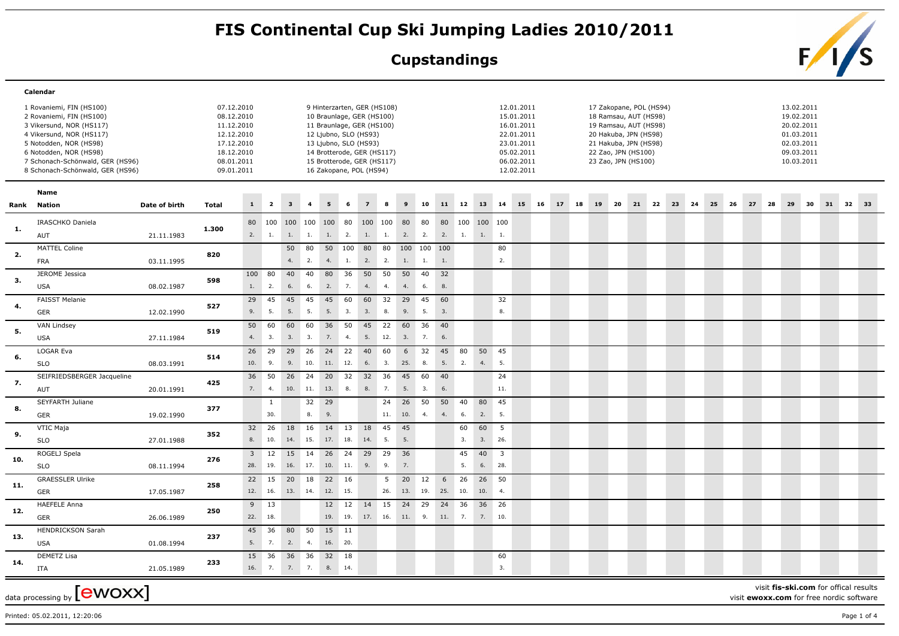# FIS Continental Cup Ski Jumping Ladies 2010/2011

## Cupstandings

### Calendar

- 1 Rovaniemi, FIN (HS100) 07.12.2010
- 2 Rovaniemi, FIN (HS100) 08.12.2010
- 3 Vikersund, NOR (HS117) 11.12.2010
- 4 Vikersund, NOR (HS117) 12.12.2010
- 5 Notodden, NOR (HS98) 17.12.2010
- 6 Notodden, NOR (HS98) 18.12.2010
- 7 Schonach-Schönwald, GER (HS96) 08.01.2011
- 8 Schonach-Schönwald, GER (HS96) 09.01.2011
- 9 Hinterzarten, GER (HS108) 12.01.2011
- 10 Braunlage, GER (HS100) 15.01.2011
- 11 Braunlage, GER (HS100) 16.01.2011
- 12 Ljubno, SLO (HS93) 22.01.2011
- 13 Ljubno, SLO (HS93) 23.01.2011
- 14 Brotterode, GER (HS117) 05.02.2011
- 15 Brotterode, GER (HS117) 06.02.2011
- 16 Zakopane, POL (HS94) 12.02.2011
- 17 Zakopane, POL (HS94) 13.02.2011
- 18 Ramsau, AUT (HS98) 19.02.2011
- 19 Ramsau, AUT (HS98) 20.02.2011
- 20 Hakuba, JPN (HS98) 01.03.2011
- 21 Hakuba, JPN (HS98) 02.03.2011
- 22 Zao, JPN (HS100) 09.03.2011
- 23 Zao, JPN (HS100) 10.03.2011

| Rank | Name / Nation | Date of birth | Total | 1 | 2 | 3 | 4 | 5 | 6 | 7 | 8 | 9 | 10 | 11 | 12 | 13 | 14 | 15 | 16 | 17 | 18 | 19 | 20 | 21 | 22 | 23 | 24 | 25 | 26 | 27 | 28 | 29 | 30 | 31 | 32 | 33 |
|---|---|---|---|---|---|---|---|---|---|---|---|---|---|---|---|---|---|---|---|---|---|---|---|---|---|---|---|---|---|---|---|---|---|---|---|---|
| 1. | IRASCHKO Daniela | | 1.300 | 80 | 100 | 100 | 100 | 100 | 80 | 100 | 100 | 80 | 80 | 80 | 100 | 100 | 100 | | | | | | | | | | | | | | | | | | | |
| | AUT | 21.11.1983 | | 2. | 1. | 1. | 1. | 1. | 2. | 1. | 1. | 2. | 2. | 2. | 1. | 1. | 1. | | | | | | | | | | | | | | | | | | | |
| 2. | MATTEL Coline | | 820 | | | 50 | 80 | 50 | 100 | 80 | 80 | 100 | 100 | 100 | | | 80 | | | | | | | | | | | | | | | | | | | |
| | FRA | 03.11.1995 | | | | 4. | 2. | 4. | 1. | 2. | 2. | 1. | 1. | 1. | | | 2. | | | | | | | | | | | | | | | | | | | |
| 3. | JEROME Jessica | | 598 | 100 | 80 | 40 | 40 | 80 | 36 | 50 | 50 | 50 | 40 | 32 | | | | | | | | | | | | | | | | | | | | | | |
| | USA | 08.02.1987 | | 1. | 2. | 6. | 6. | 2. | 7. | 4. | 4. | 4. | 6. | 8. | | | | | | | | | | | | | | | | | | | | | | |
| 4. | FAISST Melanie | | 527 | 29 | 45 | 45 | 45 | 45 | 60 | 60 | 32 | 29 | 45 | 60 | | | 32 | | | | | | | | | | | | | | | | | | | |
| | GER | 12.02.1990 | | 9. | 5. | 5. | 5. | 5. | 3. | 3. | 8. | 9. | 5. | 3. | | | 8. | | | | | | | | | | | | | | | | | | | |
| 5. | VAN Lindsey | | 519 | 50 | 60 | 60 | 60 | 36 | 50 | 45 | 22 | 60 | 36 | 40 | | | | | | | | | | | | | | | | | | | | | | |
| | USA | 27.11.1984 | | 4. | 3. | 3. | 3. | 7. | 4. | 5. | 12. | 3. | 7. | 6. | | | | | | | | | | | | | | | | | | | | | | |
| 6. | LOGAR Eva | | 514 | 26 | 29 | 29 | 26 | 24 | 22 | 40 | 60 | 6 | 32 | 45 | 80 | 50 | 45 | | | | | | | | | | | | | | | | | | | |
| | SLO | 08.03.1991 | | 10. | 9. | 9. | 10. | 11. | 12. | 6. | 3. | 25. | 8. | 5. | 2. | 4. | 5. | | | | | | | | | | | | | | | | | | | |
| 7. | SEIFRIEDSBERGER Jacqueline | | 425 | 36 | 50 | 26 | 24 | 20 | 32 | 32 | 36 | 45 | 60 | 40 | | | 24 | | | | | | | | | | | | | | | | | | | |
| | AUT | 20.01.1991 | | 7. | 4. | 10. | 11. | 13. | 8. | 8. | 7. | 5. | 3. | 6. | | | 11. | | | | | | | | | | | | | | | | | | | |
| 8. | SEYFARTH Juliane | | 377 | | 1 | | 32 | 29 | | | 24 | 26 | 50 | 50 | 40 | 80 | 45 | | | | | | | | | | | | | | | | | | | |
| | GER | 19.02.1990 | | | 30. | | 8. | 9. | | | 11. | 10. | 4. | 4. | 6. | 2. | 5. | | | | | | | | | | | | | | | | | | | |
| 9. | VTIC Maja | | 352 | 32 | 26 | 18 | 16 | 14 | 13 | 18 | 45 | 45 | | | 60 | 60 | 5 | | | | | | | | | | | | | | | | | | | |
| | SLO | 27.01.1988 | | 8. | 10. | 14. | 15. | 17. | 18. | 14. | 5. | 5. | | | 3. | 3. | 26. | | | | | | | | | | | | | | | | | | | |
| 10. | ROGELJ Spela | | 276 | 3 | 12 | 15 | 14 | 26 | 24 | 29 | 29 | 36 | | | 45 | 40 | 3 | | | | | | | | | | | | | | | | | | | |
| | SLO | 08.11.1994 | | 28. | 19. | 16. | 17. | 10. | 11. | 9. | 9. | 7. | | | 5. | 6. | 28. | | | | | | | | | | | | | | | | | | | |
| 11. | GRAESSLER Ulrike | | 258 | 22 | 15 | 20 | 18 | 22 | 16 | | 5 | 20 | 12 | 6 | 26 | 26 | 50 | | | | | | | | | | | | | | | | | | | |
| | GER | 17.05.1987 | | 12. | 16. | 13. | 14. | 12. | 15. | | 26. | 13. | 19. | 25. | 10. | 10. | 4. | | | | | | | | | | | | | | | | | | | |
| 12. | HAEFELE Anna | | 250 | 9 | 13 | | | 12 | 12 | 14 | 15 | 24 | 29 | 24 | 36 | 36 | 26 | | | | | | | | | | | | | | | | | | | |
| | GER | 26.06.1989 | | 22. | 18. | | | 19. | 19. | 17. | 16. | 11. | 9. | 11. | 7. | 7. | 10. | | | | | | | | | | | | | | | | | | | |
| 13. | HENDRICKSON Sarah | | 237 | 45 | 36 | 80 | 50 | 15 | 11 | | | | | | | | | | | | | | | | | | | | | | | | | | | |
| | USA | 01.08.1994 | | 5. | 7. | 2. | 4. | 16. | 20. | | | | | | | | | | | | | | | | | | | | | | | | | | | |
| 14. | DEMETZ Lisa | | 233 | 15 | 36 | 36 | 36 | 32 | 18 | | | | | | | | 60 | | | | | | | | | | | | | | | | | | | |
| | ITA | 21.05.1989 | | 16. | 7. | 7. | 7. | 8. | 14. | | | | | | | | 3. | | | | | | | | | | | | | | | | | | | |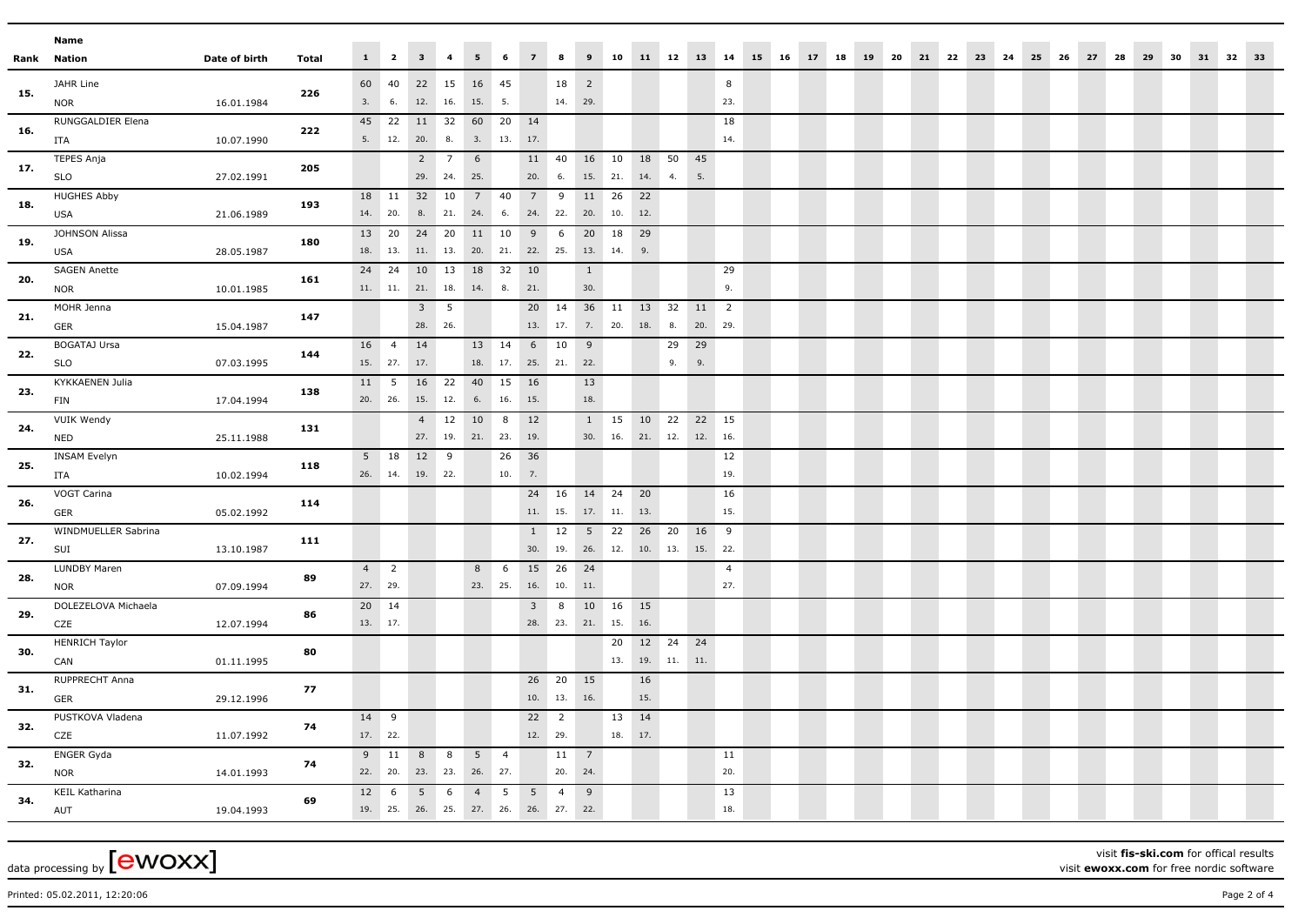| Rank | Name / Nation | Date of birth | Total | 1 | 2 | 3 | 4 | 5 | 6 | 7 | 8 | 9 | 10 | 11 | 12 | 13 | 14 | 15 | 16 | 17 | 18 | 19 | 20 | 21 | 22 | 23 | 24 | 25 | 26 | 27 | 28 | 29 | 30 | 31 | 32 | 33 |
|---|---|---|---|---|---|---|---|---|---|---|---|---|---|---|---|---|---|---|---|---|---|---|---|---|---|---|---|---|---|---|---|---|---|---|---|---|
| 15. | JAHR Line | | 226 | 60 | 40 | 22 | 15 | 16 | 45 | | 18 | 2 | | | | | 8 | | | | | | | | | | | | | | | | | | | |
| | NOR | 16.01.1984 | | 3. | 6. | 12. | 16. | 15. | 5. | | 14. | 29. | | | | | 23. | | | | | | | | | | | | | | | | | | | |
| 16. | RUNGGALDIER Elena | | 222 | 45 | 22 | 11 | 32 | 60 | 20 | 14 | | | | | | | 18 | | | | | | | | | | | | | | | | | | | |
| | ITA | 10.07.1990 | | 5. | 12. | 20. | 8. | 3. | 13. | 17. | | | | | | | 14. | | | | | | | | | | | | | | | | | | | |
| 17. | TEPES Anja | | 205 | | | 2 | 7 | 6 | | 11 | 40 | 16 | 10 | 18 | 50 | 45 | | | | | | | | | | | | | | | | | | | | |
| | SLO | 27.02.1991 | | | | 29. | 24. | 25. | | 20. | 6. | 15. | 21. | 14. | 4. | 5. | | | | | | | | | | | | | | | | | | | | |
| 18. | HUGHES Abby | | 193 | 18 | 11 | 32 | 10 | 7 | 40 | 7 | 9 | 11 | 26 | 22 | | | | | | | | | | | | | | | | | | | | | | |
| | USA | 21.06.1989 | | 14. | 20. | 8. | 21. | 24. | 6. | 24. | 22. | 20. | 10. | 12. | | | | | | | | | | | | | | | | | | | | | | |
| 19. | JOHNSON Alissa | | 180 | 13 | 20 | 24 | 20 | 11 | 10 | 9 | 6 | 20 | 18 | 29 | | | | | | | | | | | | | | | | | | | | | | |
| | USA | 28.05.1987 | | 18. | 13. | 11. | 13. | 20. | 21. | 22. | 25. | 13. | 14. | 9. | | | | | | | | | | | | | | | | | | | | | | |
| 20. | SAGEN Anette | | 161 | 24 | 24 | 10 | 13 | 18 | 32 | 10 | | 1 | | | | | 29 | | | | | | | | | | | | | | | | | | | |
| | NOR | 10.01.1985 | | 11. | 11. | 21. | 18. | 14. | 8. | 21. | | 30. | | | | | 9. | | | | | | | | | | | | | | | | | | | |
| 21. | MOHR Jenna | | 147 | | | 3 | 5 | | | 20 | 14 | 36 | 11 | 13 | 32 | 11 | 2 | | | | | | | | | | | | | | | | | | | |
| | GER | 15.04.1987 | | | | 28. | 26. | | | 13. | 17. | 7. | 20. | 18. | 8. | 20. | 29. | | | | | | | | | | | | | | | | | | | |
| 22. | BOGATAJ Ursa | | 144 | 16 | 4 | 14 | | 13 | 14 | 6 | 10 | 9 | | | 29 | 29 | | | | | | | | | | | | | | | | | | | | |
| | SLO | 07.03.1995 | | 15. | 27. | 17. | | 18. | 17. | 25. | 21. | 22. | | | 9. | 9. | | | | | | | | | | | | | | | | | | | | |
| 23. | KYKKAENEN Julia | | 138 | 11 | 5 | 16 | 22 | 40 | 15 | 16 | | 13 | | | | | | | | | | | | | | | | | | | | | | | | |
| | FIN | 17.04.1994 | | 20. | 26. | 15. | 12. | 6. | 16. | 15. | | 18. | | | | | | | | | | | | | | | | | | | | | | | | |
| 24. | VUIK Wendy | | 131 | | | 4 | 12 | 10 | 8 | 12 | | 1 | 15 | 10 | 22 | 22 | 15 | | | | | | | | | | | | | | | | | | | |
| | NED | 25.11.1988 | | | | 27. | 19. | 21. | 23. | 19. | | 30. | 16. | 21. | 12. | 12. | 16. | | | | | | | | | | | | | | | | | | | |
| 25. | INSAM Evelyn | | 118 | 5 | 18 | 12 | 9 | | 26 | 36 | | | | | | | 12 | | | | | | | | | | | | | | | | | | | |
| | ITA | 10.02.1994 | | 26. | 14. | 19. | 22. | | 10. | 7. | | | | | | | 19. | | | | | | | | | | | | | | | | | | | |
| 26. | VOGT Carina | | 114 | | | | | | | 24 | 16 | 14 | 24 | 20 | | | 16 | | | | | | | | | | | | | | | | | | | |
| | GER | 05.02.1992 | | | | | | | | 11. | 15. | 17. | 11. | 13. | | | 15. | | | | | | | | | | | | | | | | | | | |
| 27. | WINDMUELLER Sabrina | | 111 | | | | | | | 1 | 12 | 5 | 22 | 26 | 20 | 16 | 9 | | | | | | | | | | | | | | | | | | | |
| | SUI | 13.10.1987 | | | | | | | | 30. | 19. | 26. | 12. | 10. | 13. | 15. | 22. | | | | | | | | | | | | | | | | | | | |
| 28. | LUNDBY Maren | | 89 | 4 | 2 | | | 8 | 6 | 15 | 26 | 24 | | | | | 4 | | | | | | | | | | | | | | | | | | | |
| | NOR | 07.09.1994 | | 27. | 29. | | | 23. | 25. | 16. | 10. | 11. | | | | | 27. | | | | | | | | | | | | | | | | | | | |
| 29. | DOLEZELOVA Michaela | | 86 | 20 | 14 | | | | | 3 | 8 | 10 | 16 | 15 | | | | | | | | | | | | | | | | | | | | | | |
| | CZE | 12.07.1994 | | 13. | 17. | | | | | 28. | 23. | 21. | 15. | 16. | | | | | | | | | | | | | | | | | | | | | | |
| 30. | HENRICH Taylor | | 80 | | | | | | | | | | 20 | 12 | 24 | 24 | | | | | | | | | | | | | | | | | | | | |
| | CAN | 01.11.1995 | | | | | | | | | | | 13. | 19. | 11. | 11. | | | | | | | | | | | | | | | | | | | | |
| 31. | RUPPRECHT Anna | | 77 | | | | | | | 26 | 20 | 15 | | 16 | | | | | | | | | | | | | | | | | | | | | | |
| | GER | 29.12.1996 | | | | | | | | 10. | 13. | 16. | | 15. | | | | | | | | | | | | | | | | | | | | | | |
| 32. | PUSTKOVA Vladena | | 74 | 14 | 9 | | | | | 22 | 2 | | 13 | 14 | | | | | | | | | | | | | | | | | | | | | | |
| | CZE | 11.07.1992 | | 17. | 22. | | | | | 12. | 29. | | 18. | 17. | | | | | | | | | | | | | | | | | | | | | | |
| 32. | ENGER Gyda | | 74 | 9 | 11 | 8 | 8 | 5 | 4 | | 11 | 7 | | | | | 11 | | | | | | | | | | | | | | | | | | | |
| | NOR | 14.01.1993 | | 22. | 20. | 23. | 23. | 26. | 27. | | 20. | 24. | | | | | 20. | | | | | | | | | | | | | | | | | | | |
| 34. | KEIL Katharina | | 69 | 12 | 6 | 5 | 6 | 4 | 5 | 5 | 4 | 9 | | | | | 13 | | | | | | | | | | | | | | | | | | | |
| | AUT | 19.04.1993 | | 19. | 25. | 26. | 25. | 27. | 26. | 26. | 27. | 22. | | | | | 18. | | | | | | | | | | | | | | | | | | | |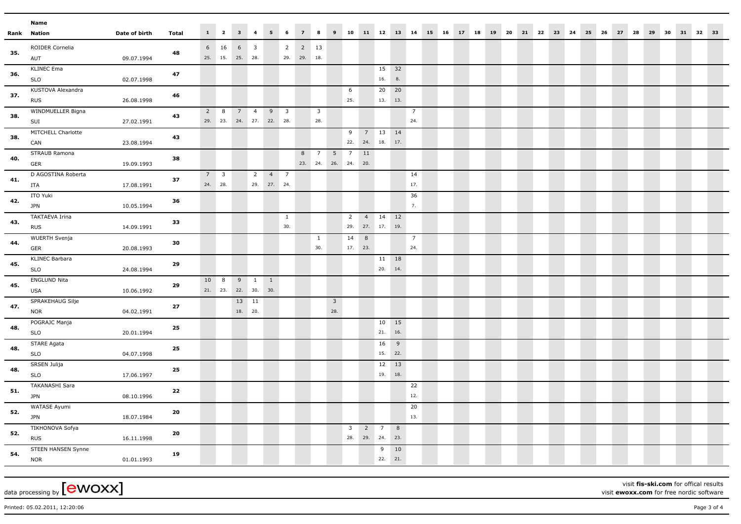| Rank | Name | Nation | Date of birth | Total | 1 | 2 | 3 | 4 | 5 | 6 | 7 | 8 | 9 | 10 | 11 | 12 | 13 | 14 | 15 | 16 | 17 | 18 | 19 | 20 | 21 | 22 | 23 | 24 | 25 | 26 | 27 | 28 | 29 | 30 | 31 | 32 | 33 |
|---|---|---|---|---|---|---|---|---|---|---|---|---|---|---|---|---|---|---|---|---|---|---|---|---|---|---|---|---|---|---|---|---|---|---|---|---|---|
| 35. | ROIDER Cornelia | AUT | 09.07.1994 | 48 | 6 (25.) | 16 (15.) | 6 (25.) | 3 (28.) | | 2 (29.) | 2 (29.) | 13 (18.) | | | | | | | | | | | | | | | | | | | | | | | | | |
| 36. | KLINEC Ema | SLO | 02.07.1998 | 47 | | | | | | | | | | | | 15 (16.) | 32 (8.) | | | | | | | | | | | | | | | | | | | | |
| 37. | KUSTOVA Alexandra | RUS | 26.08.1998 | 46 | | | | | | | | | | 6 (25.) | | 20 (13.) | 20 (13.) | | | | | | | | | | | | | | | | | | | | |
| 38. | WINDMUELLER Bigna | SUI | 27.02.1991 | 43 | 2 (29.) | 8 (23.) | 7 (24.) | 4 (27.) | 9 (22.) | 3 (28.) | | 3 (28.) | | | | | | 7 (24.) | | | | | | | | | | | | | | | | | | | |
| 38. | MITCHELL Charlotte | CAN | 23.08.1994 | 43 | | | | | | | | | | 9 (22.) | 7 (24.) | 13 (18.) | 14 (17.) | | | | | | | | | | | | | | | | | | | | |
| 40. | STRAUB Ramona | GER | 19.09.1993 | 38 | | | | | | | 8 (23.) | 7 (24.) | 5 (26.) | 7 (24.) | 11 (20.) | | | | | | | | | | | | | | | | | | | | | | |
| 41. | D AGOSTINA Roberta | ITA | 17.08.1991 | 37 | 7 (24.) | 3 (28.) | | 2 (29.) | 4 (27.) | 7 (24.) | | | | | | | | 14 (17.) | | | | | | | | | | | | | | | | | | | |
| 42. | ITO Yuki | JPN | 10.05.1994 | 36 | | | | | | | | | | | | | | 36 (7.) | | | | | | | | | | | | | | | | | | | |
| 43. | TAKTAEVA Irina | RUS | 14.09.1991 | 33 | | | | | | 1 (30.) | | | | 2 (29.) | 4 (27.) | 14 (17.) | 12 (19.) | | | | | | | | | | | | | | | | | | | | |
| 44. | WUERTH Svenja | GER | 20.08.1993 | 30 | | | | | | | | 1 (30.) | | 14 (17.) | 8 (23.) | | | 7 (24.) | | | | | | | | | | | | | | | | | | | |
| 45. | KLINEC Barbara | SLO | 24.08.1994 | 29 | | | | | | | | | | | | 11 (20.) | 18 (14.) | | | | | | | | | | | | | | | | | | | | |
| 45. | ENGLUND Nita | USA | 10.06.1992 | 29 | 10 (21.) | 8 (23.) | 9 (22.) | 1 (30.) | 1 (30.) | | | | | | | | | | | | | | | | | | | | | | | | | | | | |
| 47. | SPRAKEHAUG Silje | NOR | 04.02.1991 | 27 | | | 13 (18.) | 11 (20.) | | | | | 3 (28.) | | | | | | | | | | | | | | | | | | | | | | | | |
| 48. | POGRAJC Manja | SLO | 20.01.1994 | 25 | | | | | | | | | | | | 10 (21.) | 15 (16.) | | | | | | | | | | | | | | | | | | | | |
| 48. | STARE Agata | SLO | 04.07.1998 | 25 | | | | | | | | | | | | 16 (15.) | 9 (22.) | | | | | | | | | | | | | | | | | | | | |
| 48. | SRSEN Julija | SLO | 17.06.1997 | 25 | | | | | | | | | | | | 12 (19.) | 13 (18.) | | | | | | | | | | | | | | | | | | | | |
| 51. | TAKANASHI Sara | JPN | 08.10.1996 | 22 | | | | | | | | | | | | | | 22 (12.) | | | | | | | | | | | | | | | | | | | |
| 52. | WATASE Ayumi | JPN | 18.07.1984 | 20 | | | | | | | | | | | | | | 20 (13.) | | | | | | | | | | | | | | | | | | | |
| 52. | TIKHONOVA Sofya | RUS | 16.11.1998 | 20 | | | | | | | | | | 3 (28.) | 2 (29.) | 7 (24.) | 8 (23.) | | | | | | | | | | | | | | | | | | | | |
| 54. | STEEN HANSEN Synne | NOR | 01.01.1993 | 19 | | | | | | | | | | | | 9 (22.) | 10 (21.) | | | | | | | | | | | | | | | | | | | | |

data processing by [ewoxx]

visit **fis-ski.com** for offical results
visit **ewoxx.com** for free nordic software

Printed: 05.02.2011, 12:20:06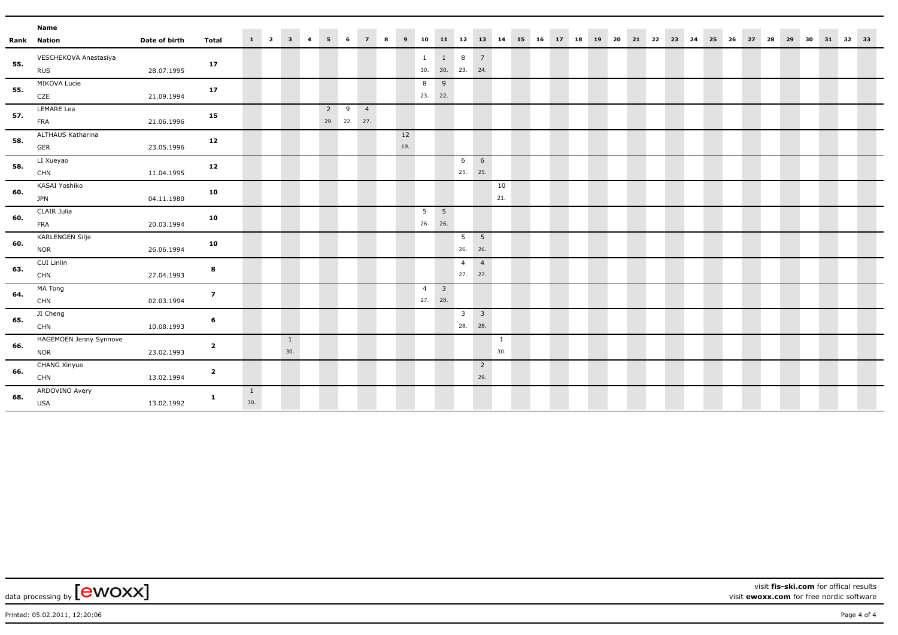| Rank | Name / Nation | Date of birth | Total | 1 | 2 | 3 | 4 | 5 | 6 | 7 | 8 | 9 | 10 | 11 | 12 | 13 | 14 | 15 | 16 | 17 | 18 | 19 | 20 | 21 | 22 | 23 | 24 | 25 | 26 | 27 | 28 | 29 | 30 | 31 | 32 | 33 |
|---|---|---|---|---|---|---|---|---|---|---|---|---|---|---|---|---|---|---|---|---|---|---|---|---|---|---|---|---|---|---|---|---|---|---|---|---|
| 55. | VESCHEKOVA Anastasiya | | 17 | | | | | | | | | | 1 | 1 | 8 | 7 | | | | | | | | | | | | | | | | | | | | |
| | RUS | 28.07.1995 | | | | | | | | | | | 30. | 30. | 23. | 24. | | | | | | | | | | | | | | | | | | | | |
| 55. | MIKOVA Lucie | | 17 | | | | | | | | | | 8 | 9 | | | | | | | | | | | | | | | | | | | | | | |
| | CZE | 21.09.1994 | | | | | | | | | | | 23. | 22. | | | | | | | | | | | | | | | | | | | | | | |
| 57. | LEMARE Lea | | 15 | | | | | 2 | 9 | 4 | | | | | | | | | | | | | | | | | | | | | | | | | | |
| | FRA | 21.06.1996 | | | | | | 29. | 22. | 27. | | | | | | | | | | | | | | | | | | | | | | | | | | |
| 58. | ALTHAUS Katharina | | 12 | | | | | | | | | 12 | | | | | | | | | | | | | | | | | | | | | | | | |
| | GER | 23.05.1996 | | | | | | | | | | 19. | | | | | | | | | | | | | | | | | | | | | | | | |
| 58. | LI Xueyao | | 12 | | | | | | | | | | | | 6 | 6 | | | | | | | | | | | | | | | | | | | | |
| | CHN | 11.04.1995 | | | | | | | | | | | | | 25. | 25. | | | | | | | | | | | | | | | | | | | | |
| 60. | KASAI Yoshiko | | 10 | | | | | | | | | | | | | | 10 | | | | | | | | | | | | | | | | | | | |
| | JPN | 04.11.1980 | | | | | | | | | | | | | | | 21. | | | | | | | | | | | | | | | | | | | |
| 60. | CLAIR Julia | | 10 | | | | | | | | | | 5 | 5 | | | | | | | | | | | | | | | | | | | | | | |
| | FRA | 20.03.1994 | | | | | | | | | | | 26. | 26. | | | | | | | | | | | | | | | | | | | | | | |
| 60. | KARLENGEN Silje | | 10 | | | | | | | | | | | | 5 | 5 | | | | | | | | | | | | | | | | | | | | |
| | NOR | 26.06.1994 | | | | | | | | | | | | | 26. | 26. | | | | | | | | | | | | | | | | | | | | |
| 63. | CUI Linlin | | 8 | | | | | | | | | | | | 4 | 4 | | | | | | | | | | | | | | | | | | | | |
| | CHN | 27.04.1993 | | | | | | | | | | | | | 27. | 27. | | | | | | | | | | | | | | | | | | | | |
| 64. | MA Tong | | 7 | | | | | | | | | | 4 | 3 | | | | | | | | | | | | | | | | | | | | | | |
| | CHN | 02.03.1994 | | | | | | | | | | | 27. | 28. | | | | | | | | | | | | | | | | | | | | | | |
| 65. | JI Cheng | | 6 | | | | | | | | | | | | 3 | 3 | | | | | | | | | | | | | | | | | | | | |
| | CHN | 10.08.1993 | | | | | | | | | | | | | 28. | 28. | | | | | | | | | | | | | | | | | | | | |
| 66. | HAGEMOEN Jenny Synnove | | 2 | | | 1 | | | | | | | | | | | 1 | | | | | | | | | | | | | | | | | | | |
| | NOR | 23.02.1993 | | | | 30. | | | | | | | | | | | 30. | | | | | | | | | | | | | | | | | | | |
| 66. | CHANG Xinyue | | 2 | | | | | | | | | | | | | 2 | | | | | | | | | | | | | | | | | | | | |
| | CHN | 13.02.1994 | | | | | | | | | | | | | | 29. | | | | | | | | | | | | | | | | | | | | |
| 68. | ARDOVINO Avery | | 1 | 1 | | | | | | | | | | | | | | | | | | | | | | | | | | | | | | | | |
| | USA | 13.02.1992 | | 30. | | | | | | | | | | | | | | | | | | | | | | | | | | | | | | | | |